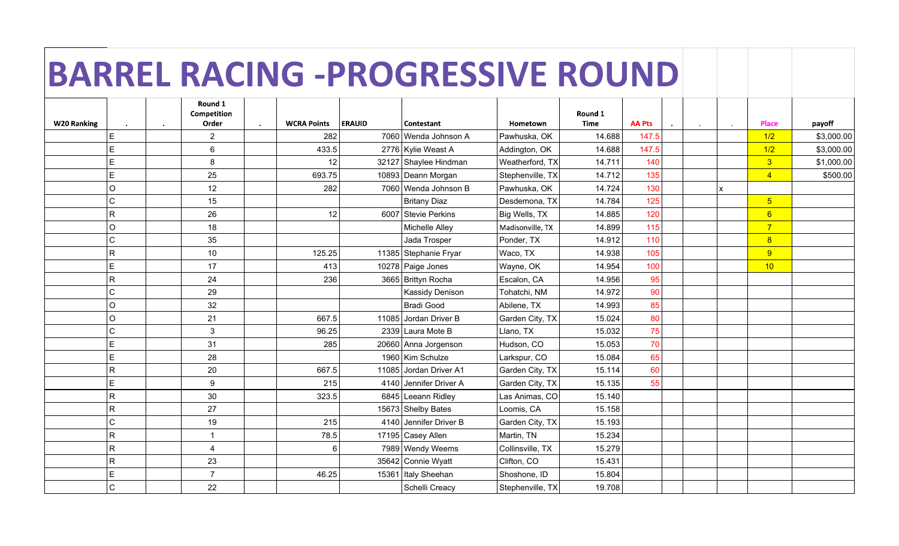# BARREL RACING -PROGRESSIVE ROUND

| W20 Ranking | . | . | Round 1 Competition Order | . | WCRA Points | ERAUID | Contestant | Hometown | Round 1 Time | AA Pts | . | . | . | Place | payoff |
|---|---|---|---|---|---|---|---|---|---|---|---|---|---|---|---|
| | E | | 2 | | 282 | 7060 | Wenda Johnson A | Pawhuska, OK | 14.688 | 147.5 | | | | 1/2 | $3,000.00 |
| | E | | 6 | | 433.5 | 2776 | Kylie Weast A | Addington, OK | 14.688 | 147.5 | | | | 1/2 | $3,000.00 |
| | E | | 8 | | 12 | 32127 | Shaylee Hindman | Weatherford, TX | 14.711 | 140 | | | | 3 | $1,000.00 |
| | E | | 25 | | 693.75 | 10893 | Deann Morgan | Stephenville, TX | 14.712 | 135 | | | | 4 | $500.00 |
| | O | | 12 | | 282 | 7060 | Wenda Johnson B | Pawhuska, OK | 14.724 | 130 | | | x | | |
| | C | | 15 | | | | Britany Diaz | Desdemona, TX | 14.784 | 125 | | | | 5 | |
| | R | | 26 | | 12 | 6007 | Stevie Perkins | Big Wells, TX | 14.885 | 120 | | | | 6 | |
| | O | | 18 | | | | Michelle Alley | Madisonville, TX | 14.899 | 115 | | | | 7 | |
| | C | | 35 | | | | Jada Trosper | Ponder, TX | 14.912 | 110 | | | | 8 | |
| | R | | 10 | | 125.25 | 11385 | Stephanie Fryar | Waco, TX | 14.938 | 105 | | | | 9 | |
| | E | | 17 | | 413 | 10278 | Paige Jones | Wayne, OK | 14.954 | 100 | | | | 10 | |
| | R | | 24 | | 236 | 3665 | Brittyn Rocha | Escalon, CA | 14.956 | 95 | | | | | |
| | C | | 29 | | | | Kassidy Denison | Tohatchi, NM | 14.972 | 90 | | | | | |
| | O | | 32 | | | | Bradi Good | Abilene, TX | 14.993 | 85 | | | | | |
| | O | | 21 | | 667.5 | 11085 | Jordan Driver B | Garden City, TX | 15.024 | 80 | | | | | |
| | C | | 3 | | 96.25 | 2339 | Laura Mote B | Llano, TX | 15.032 | 75 | | | | | |
| | E | | 31 | | 285 | 20660 | Anna Jorgenson | Hudson, CO | 15.053 | 70 | | | | | |
| | E | | 28 | | | 1960 | Kim Schulze | Larkspur, CO | 15.084 | 65 | | | | | |
| | R | | 20 | | 667.5 | 11085 | Jordan Driver A1 | Garden City, TX | 15.114 | 60 | | | | | |
| | E | | 9 | | 215 | 4140 | Jennifer Driver A | Garden City, TX | 15.135 | 55 | | | | | |
| | R | | 30 | | 323.5 | 6845 | Leeann Ridley | Las Animas, CO | 15.140 | | | | | | |
| | R | | 27 | | | 15673 | Shelby Bates | Loomis, CA | 15.158 | | | | | | |
| | C | | 19 | | 215 | 4140 | Jennifer Driver B | Garden City, TX | 15.193 | | | | | | |
| | R | | 1 | | 78.5 | 17195 | Casey Allen | Martin, TN | 15.234 | | | | | | |
| | R | | 4 | | 6 | 7989 | Wendy Weems | Collinsville, TX | 15.279 | | | | | | |
| | R | | 23 | | | 35642 | Connie Wyatt | Clifton, CO | 15.431 | | | | | | |
| | E | | 7 | | 46.25 | 15361 | Italy Sheehan | Shoshone, ID | 15.804 | | | | | | |
| | C | | 22 | | | | Schelli Creacy | Stephenville, TX | 19.708 | | | | | | |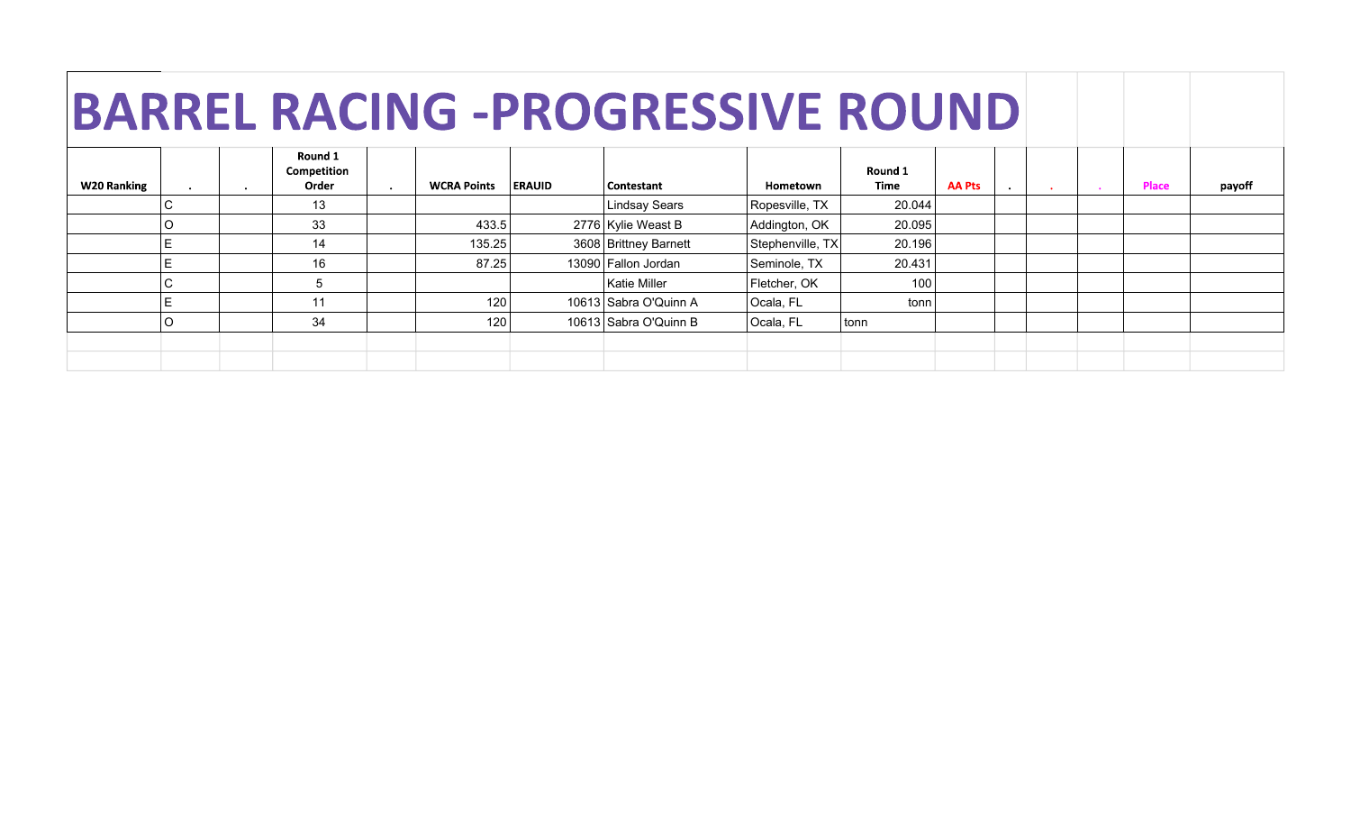# BARREL RACING -PROGRESSIVE ROUND

| W20 Ranking | . | . | Round 1 Competition Order | . | WCRA Points | ERAUID | Contestant | Hometown | Round 1 Time | AA Pts | . | . | . | Place | payoff |
|---|---|---|---|---|---|---|---|---|---|---|---|---|---|---|---|
| | C | | 13 | | | | Lindsay Sears | Ropesville, TX | 20.044 | | | | | | |
| | O | | 33 | | 433.5 | 2776 | Kylie Weast B | Addington, OK | 20.095 | | | | | | |
| | E | | 14 | | 135.25 | 3608 | Brittney Barnett | Stephenville, TX | 20.196 | | | | | | |
| | E | | 16 | | 87.25 | 13090 | Fallon Jordan | Seminole, TX | 20.431 | | | | | | |
| | C | | 5 | | | | Katie Miller | Fletcher, OK | 100 | | | | | | |
| | E | | 11 | | 120 | 10613 | Sabra O'Quinn A | Ocala, FL | tonn | | | | | | |
| | O | | 34 | | 120 | 10613 | Sabra O'Quinn B | Ocala, FL | tonn | | | | | | |